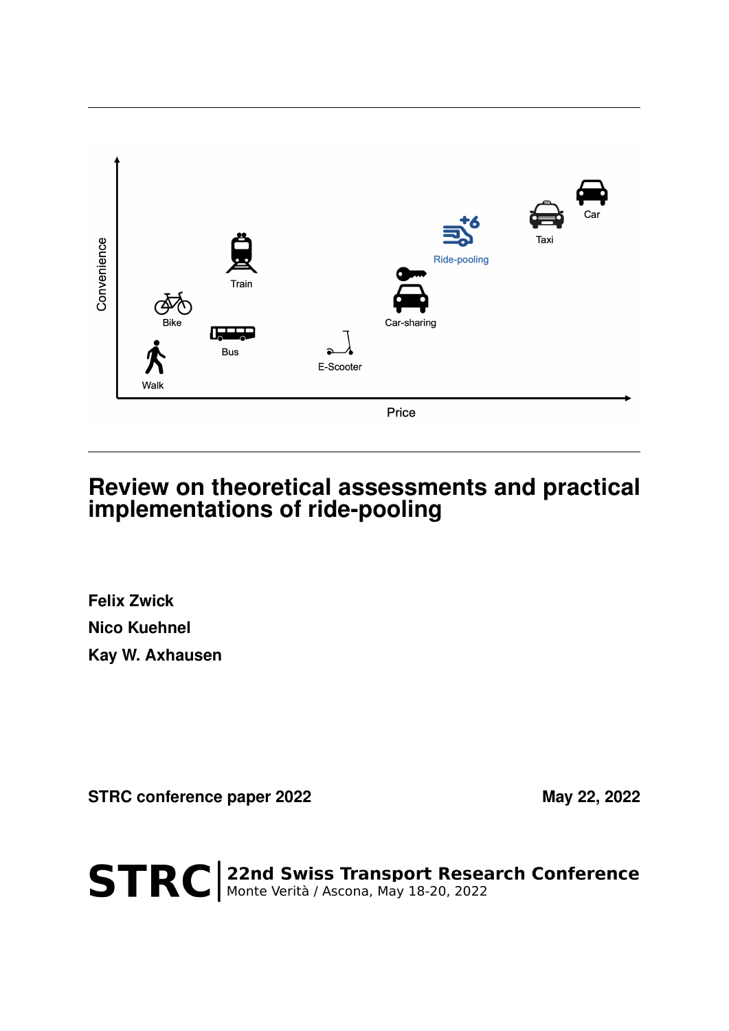# Review on theoretical assessments and practical implementations of ride-pooling

**Felix Zwick**

**Nico Kuehnel**

**Kay W. Axhausen**

**STRC conference paper 2022**

**May 22, 2022**

**STRC** | **22nd Swiss Transport Research Conference**
Monte Verità / Ascona, May 18-20, 2022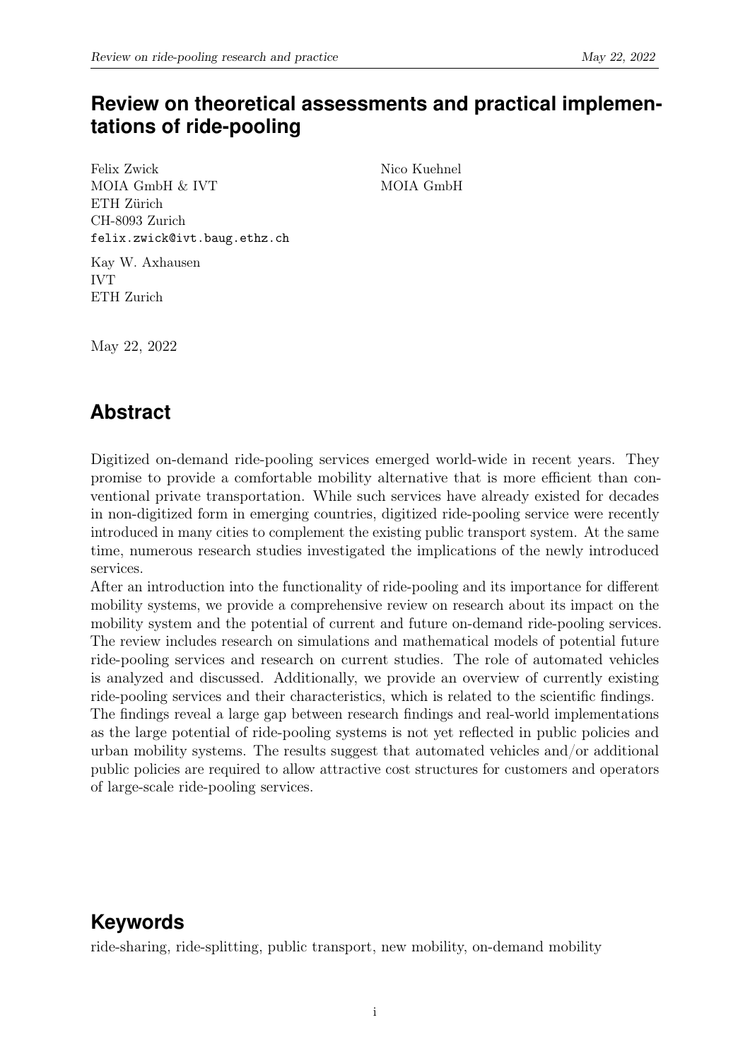# Review on theoretical assessments and practical implementations of ride-pooling

Felix Zwick
MOIA GmbH & IVT
ETH Zürich
CH-8093 Zurich
felix.zwick@ivt.baug.ethz.ch

Nico Kuehnel
MOIA GmbH

Kay W. Axhausen
IVT
ETH Zurich

May 22, 2022

## Abstract

Digitized on-demand ride-pooling services emerged world-wide in recent years. They promise to provide a comfortable mobility alternative that is more efficient than conventional private transportation. While such services have already existed for decades in non-digitized form in emerging countries, digitized ride-pooling service were recently introduced in many cities to complement the existing public transport system. At the same time, numerous research studies investigated the implications of the newly introduced services.

After an introduction into the functionality of ride-pooling and its importance for different mobility systems, we provide a comprehensive review on research about its impact on the mobility system and the potential of current and future on-demand ride-pooling services. The review includes research on simulations and mathematical models of potential future ride-pooling services and research on current studies. The role of automated vehicles is analyzed and discussed. Additionally, we provide an overview of currently existing ride-pooling services and their characteristics, which is related to the scientific findings.

The findings reveal a large gap between research findings and real-world implementations as the large potential of ride-pooling systems is not yet reflected in public policies and urban mobility systems. The results suggest that automated vehicles and/or additional public policies are required to allow attractive cost structures for customers and operators of large-scale ride-pooling services.

## Keywords

ride-sharing, ride-splitting, public transport, new mobility, on-demand mobility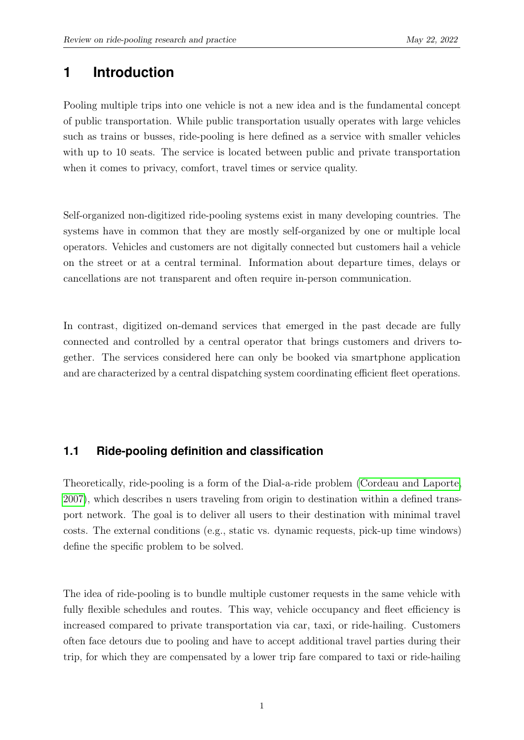# 1 Introduction

Pooling multiple trips into one vehicle is not a new idea and is the fundamental concept of public transportation. While public transportation usually operates with large vehicles such as trains or busses, ride-pooling is here defined as a service with smaller vehicles with up to 10 seats. The service is located between public and private transportation when it comes to privacy, comfort, travel times or service quality.

Self-organized non-digitized ride-pooling systems exist in many developing countries. The systems have in common that they are mostly self-organized by one or multiple local operators. Vehicles and customers are not digitally connected but customers hail a vehicle on the street or at a central terminal. Information about departure times, delays or cancellations are not transparent and often require in-person communication.

In contrast, digitized on-demand services that emerged in the past decade are fully connected and controlled by a central operator that brings customers and drivers together. The services considered here can only be booked via smartphone application and are characterized by a central dispatching system coordinating efficient fleet operations.

## 1.1 Ride-pooling definition and classification

Theoretically, ride-pooling is a form of the Dial-a-ride problem (Cordeau and Laporte, 2007), which describes n users traveling from origin to destination within a defined transport network. The goal is to deliver all users to their destination with minimal travel costs. The external conditions (e.g., static vs. dynamic requests, pick-up time windows) define the specific problem to be solved.

The idea of ride-pooling is to bundle multiple customer requests in the same vehicle with fully flexible schedules and routes. This way, vehicle occupancy and fleet efficiency is increased compared to private transportation via car, taxi, or ride-hailing. Customers often face detours due to pooling and have to accept additional travel parties during their trip, for which they are compensated by a lower trip fare compared to taxi or ride-hailing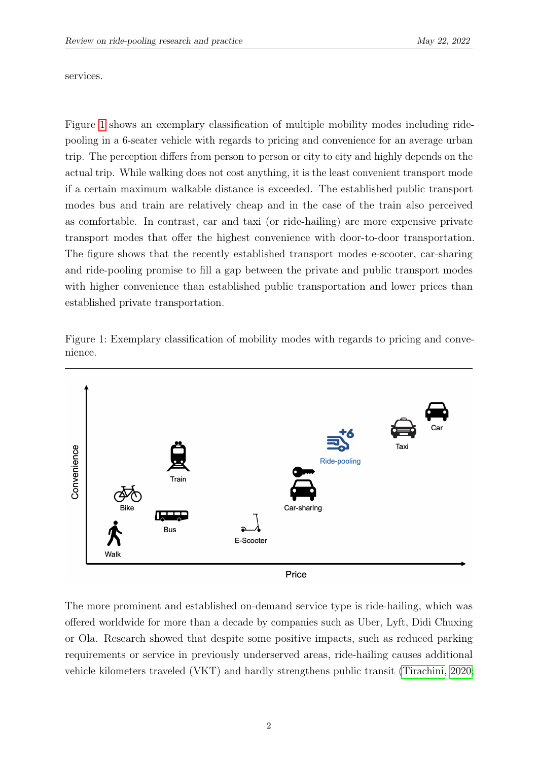services.

Figure 1 shows an exemplary classification of multiple mobility modes including ride-pooling in a 6-seater vehicle with regards to pricing and convenience for an average urban trip. The perception differs from person to person or city to city and highly depends on the actual trip. While walking does not cost anything, it is the least convenient transport mode if a certain maximum walkable distance is exceeded. The established public transport modes bus and train are relatively cheap and in the case of the train also perceived as comfortable. In contrast, car and taxi (or ride-hailing) are more expensive private transport modes that offer the highest convenience with door-to-door transportation. The figure shows that the recently established transport modes e-scooter, car-sharing and ride-pooling promise to fill a gap between the private and public transport modes with higher convenience than established public transportation and lower prices than established private transportation.

Figure 1: Exemplary classification of mobility modes with regards to pricing and convenience.

The more prominent and established on-demand service type is ride-hailing, which was offered worldwide for more than a decade by companies such as Uber, Lyft, Didi Chuxing or Ola. Research showed that despite some positive impacts, such as reduced parking requirements or service in previously underserved areas, ride-hailing causes additional vehicle kilometers traveled (VKT) and hardly strengthens public transit (Tirachini, 2020;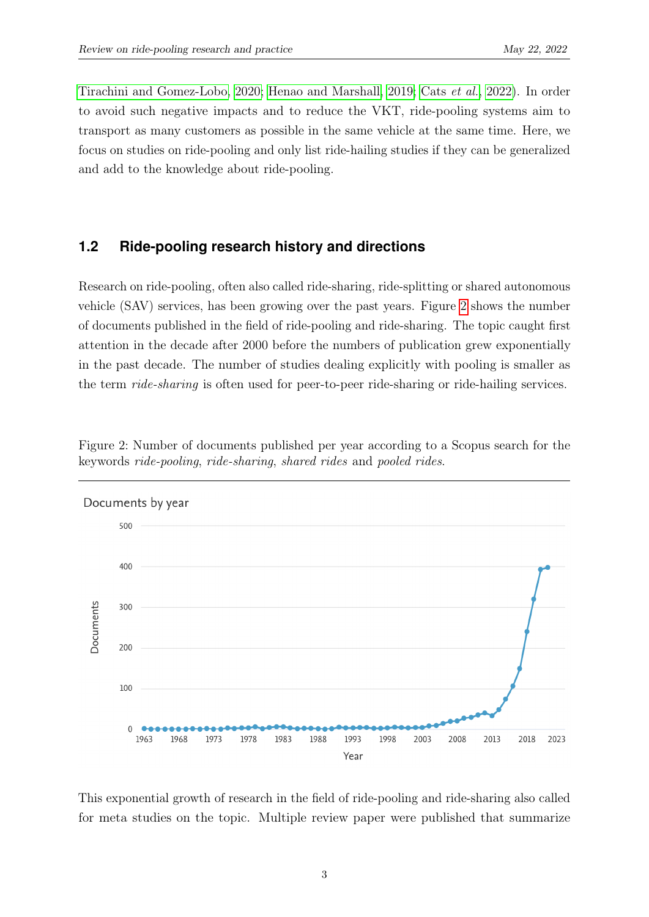Tirachini and Gomez-Lobo, 2020; Henao and Marshall, 2019; Cats *et al.*, 2022). In order to avoid such negative impacts and to reduce the VKT, ride-pooling systems aim to transport as many customers as possible in the same vehicle at the same time. Here, we focus on studies on ride-pooling and only list ride-hailing studies if they can be generalized and add to the knowledge about ride-pooling.

### 1.2 Ride-pooling research history and directions

Research on ride-pooling, often also called ride-sharing, ride-splitting or shared autonomous vehicle (SAV) services, has been growing over the past years. Figure 2 shows the number of documents published in the field of ride-pooling and ride-sharing. The topic caught first attention in the decade after 2000 before the numbers of publication grew exponentially in the past decade. The number of studies dealing explicitly with pooling is smaller as the term *ride-sharing* is often used for peer-to-peer ride-sharing or ride-hailing services.

Figure 2: Number of documents published per year according to a Scopus search for the keywords *ride-pooling*, *ride-sharing*, *shared rides* and *pooled rides*.

This exponential growth of research in the field of ride-pooling and ride-sharing also called for meta studies on the topic. Multiple review paper were published that summarize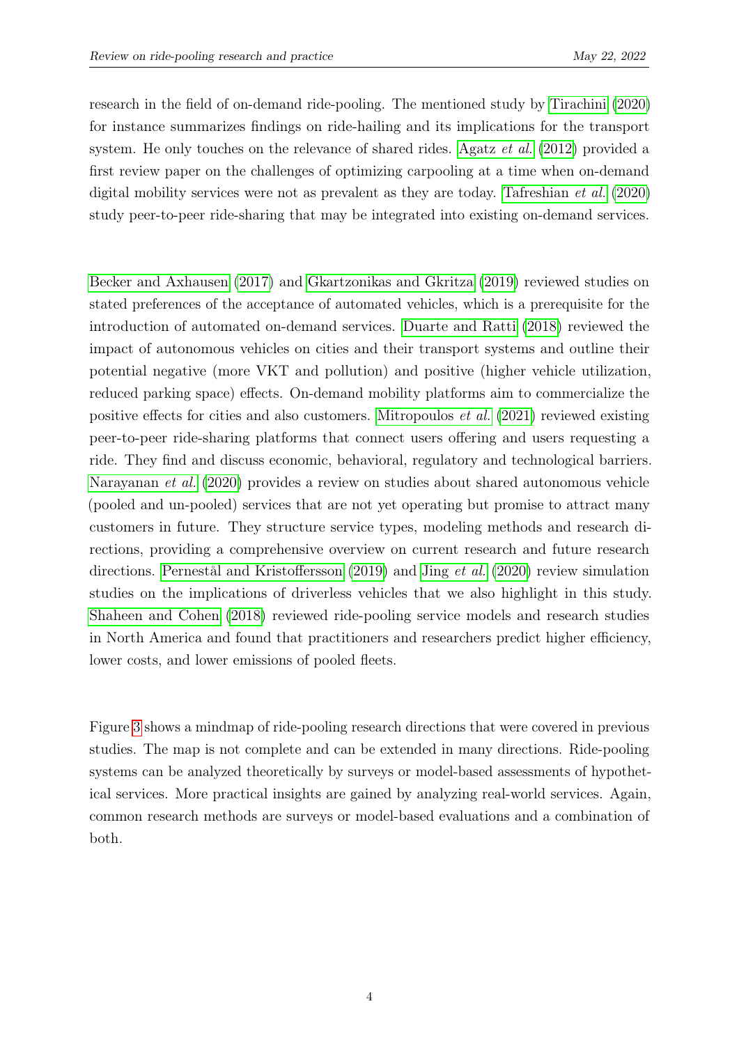research in the field of on-demand ride-pooling. The mentioned study by Tirachini (2020) for instance summarizes findings on ride-hailing and its implications for the transport system. He only touches on the relevance of shared rides. Agatz *et al.* (2012) provided a first review paper on the challenges of optimizing carpooling at a time when on-demand digital mobility services were not as prevalent as they are today. Tafreshian *et al.* (2020) study peer-to-peer ride-sharing that may be integrated into existing on-demand services.

Becker and Axhausen (2017) and Gkartzonikas and Gkritza (2019) reviewed studies on stated preferences of the acceptance of automated vehicles, which is a prerequisite for the introduction of automated on-demand services. Duarte and Ratti (2018) reviewed the impact of autonomous vehicles on cities and their transport systems and outline their potential negative (more VKT and pollution) and positive (higher vehicle utilization, reduced parking space) effects. On-demand mobility platforms aim to commercialize the positive effects for cities and also customers. Mitropoulos *et al.* (2021) reviewed existing peer-to-peer ride-sharing platforms that connect users offering and users requesting a ride. They find and discuss economic, behavioral, regulatory and technological barriers. Narayanan *et al.* (2020) provides a review on studies about shared autonomous vehicle (pooled and un-pooled) services that are not yet operating but promise to attract many customers in future. They structure service types, modeling methods and research directions, providing a comprehensive overview on current research and future research directions. Pernestål and Kristoffersson (2019) and Jing *et al.* (2020) review simulation studies on the implications of driverless vehicles that we also highlight in this study. Shaheen and Cohen (2018) reviewed ride-pooling service models and research studies in North America and found that practitioners and researchers predict higher efficiency, lower costs, and lower emissions of pooled fleets.

Figure 3 shows a mindmap of ride-pooling research directions that were covered in previous studies. The map is not complete and can be extended in many directions. Ride-pooling systems can be analyzed theoretically by surveys or model-based assessments of hypothetical services. More practical insights are gained by analyzing real-world services. Again, common research methods are surveys or model-based evaluations and a combination of both.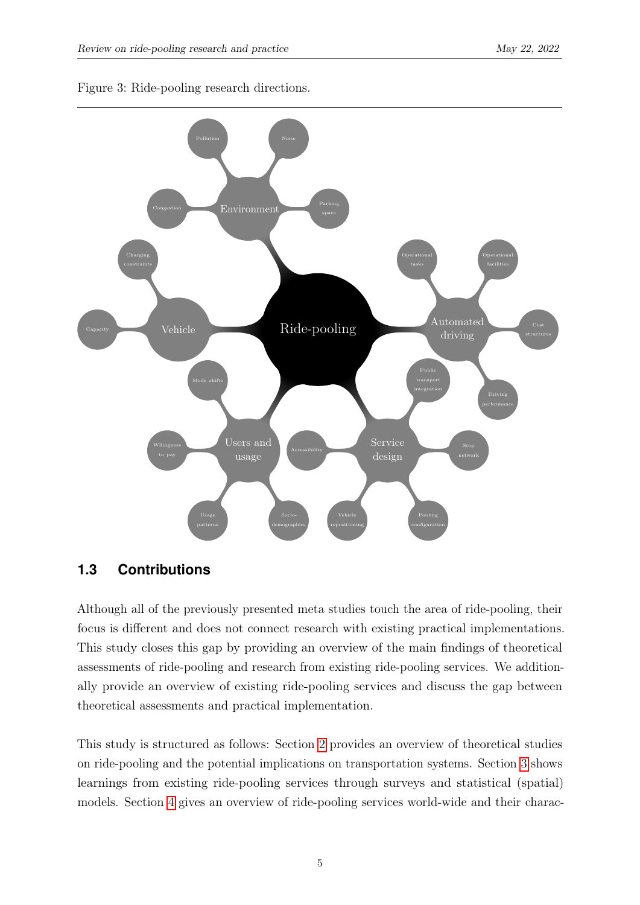Figure 3: Ride-pooling research directions.

## 1.3 Contributions

Although all of the previously presented meta studies touch the area of ride-pooling, their focus is different and does not connect research with existing practical implementations. This study closes this gap by providing an overview of the main findings of theoretical assessments of ride-pooling and research from existing ride-pooling services. We additionally provide an overview of existing ride-pooling services and discuss the gap between theoretical assessments and practical implementation.

This study is structured as follows: Section 2 provides an overview of theoretical studies on ride-pooling and the potential implications on transportation systems. Section 3 shows learnings from existing ride-pooling services through surveys and statistical (spatial) models. Section 4 gives an overview of ride-pooling services world-wide and their charac-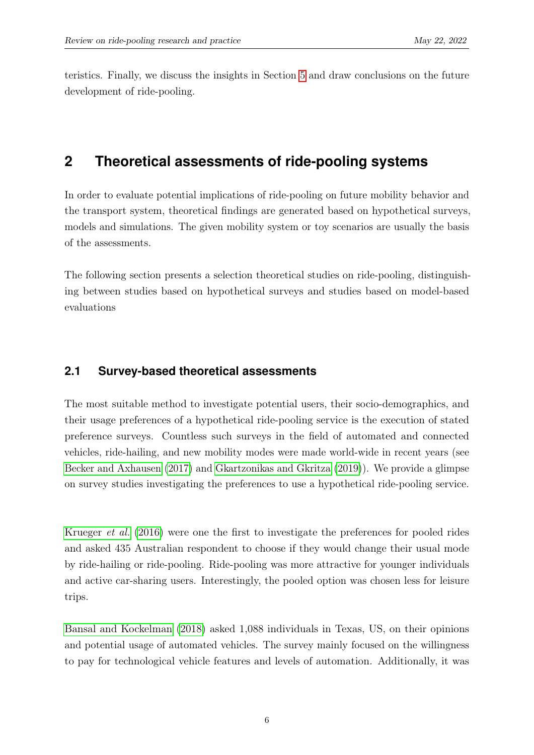teristics. Finally, we discuss the insights in Section 5 and draw conclusions on the future development of ride-pooling.

# 2 Theoretical assessments of ride-pooling systems

In order to evaluate potential implications of ride-pooling on future mobility behavior and the transport system, theoretical findings are generated based on hypothetical surveys, models and simulations. The given mobility system or toy scenarios are usually the basis of the assessments.

The following section presents a selection theoretical studies on ride-pooling, distinguishing between studies based on hypothetical surveys and studies based on model-based evaluations

## 2.1 Survey-based theoretical assessments

The most suitable method to investigate potential users, their socio-demographics, and their usage preferences of a hypothetical ride-pooling service is the execution of stated preference surveys. Countless such surveys in the field of automated and connected vehicles, ride-hailing, and new mobility modes were made world-wide in recent years (see Becker and Axhausen (2017) and Gkartzonikas and Gkritza (2019)). We provide a glimpse on survey studies investigating the preferences to use a hypothetical ride-pooling service.

Krueger *et al.* (2016) were one the first to investigate the preferences for pooled rides and asked 435 Australian respondent to choose if they would change their usual mode by ride-hailing or ride-pooling. Ride-pooling was more attractive for younger individuals and active car-sharing users. Interestingly, the pooled option was chosen less for leisure trips.

Bansal and Kockelman (2018) asked 1,088 individuals in Texas, US, on their opinions and potential usage of automated vehicles. The survey mainly focused on the willingness to pay for technological vehicle features and levels of automation. Additionally, it was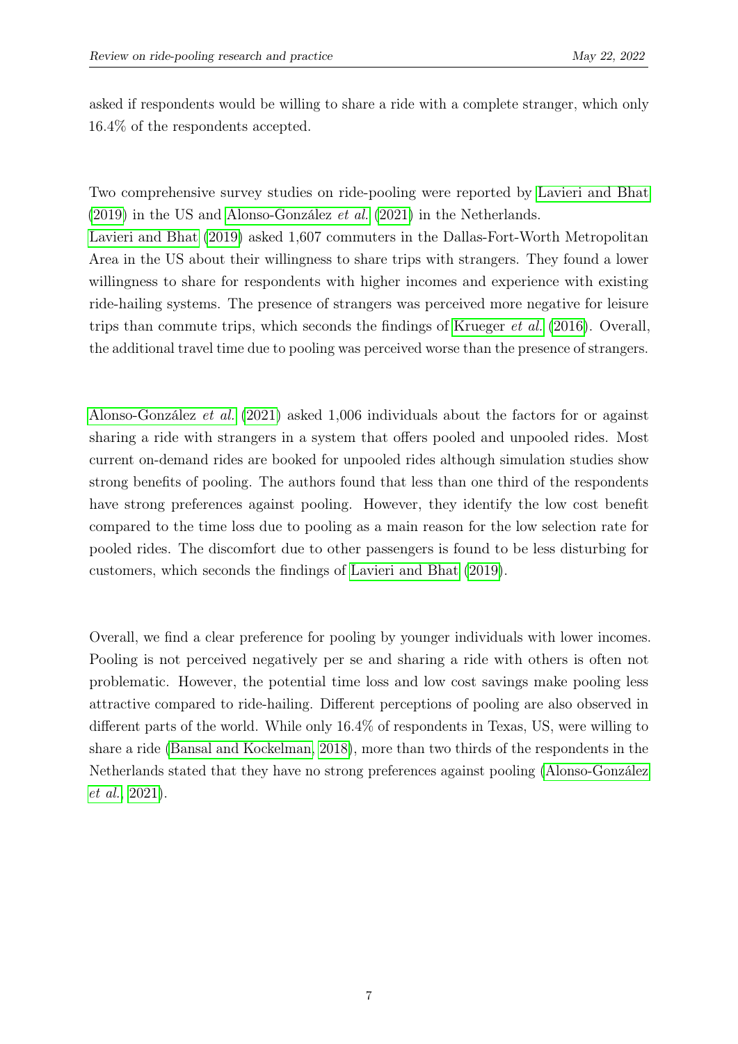asked if respondents would be willing to share a ride with a complete stranger, which only 16.4% of the respondents accepted.

Two comprehensive survey studies on ride-pooling were reported by Lavieri and Bhat (2019) in the US and Alonso-González *et al.* (2021) in the Netherlands.
Lavieri and Bhat (2019) asked 1,607 commuters in the Dallas-Fort-Worth Metropolitan Area in the US about their willingness to share trips with strangers. They found a lower willingness to share for respondents with higher incomes and experience with existing ride-hailing systems. The presence of strangers was perceived more negative for leisure trips than commute trips, which seconds the findings of Krueger *et al.* (2016). Overall, the additional travel time due to pooling was perceived worse than the presence of strangers.

Alonso-González *et al.* (2021) asked 1,006 individuals about the factors for or against sharing a ride with strangers in a system that offers pooled and unpooled rides. Most current on-demand rides are booked for unpooled rides although simulation studies show strong benefits of pooling. The authors found that less than one third of the respondents have strong preferences against pooling. However, they identify the low cost benefit compared to the time loss due to pooling as a main reason for the low selection rate for pooled rides. The discomfort due to other passengers is found to be less disturbing for customers, which seconds the findings of Lavieri and Bhat (2019).

Overall, we find a clear preference for pooling by younger individuals with lower incomes. Pooling is not perceived negatively per se and sharing a ride with others is often not problematic. However, the potential time loss and low cost savings make pooling less attractive compared to ride-hailing. Different perceptions of pooling are also observed in different parts of the world. While only 16.4% of respondents in Texas, US, were willing to share a ride (Bansal and Kockelman, 2018), more than two thirds of the respondents in the Netherlands stated that they have no strong preferences against pooling (Alonso-González *et al.*, 2021).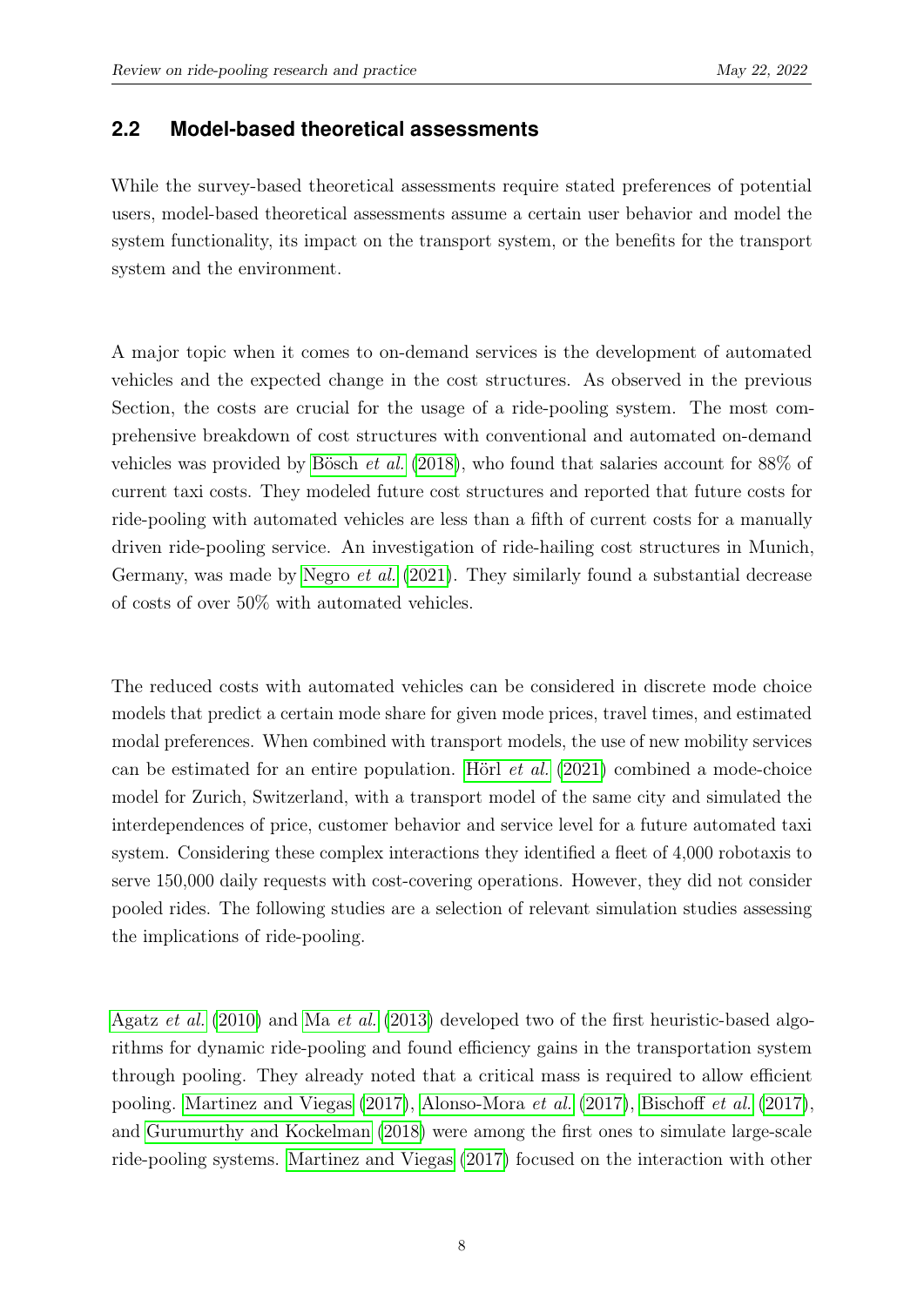## 2.2 Model-based theoretical assessments

While the survey-based theoretical assessments require stated preferences of potential users, model-based theoretical assessments assume a certain user behavior and model the system functionality, its impact on the transport system, or the benefits for the transport system and the environment.

A major topic when it comes to on-demand services is the development of automated vehicles and the expected change in the cost structures. As observed in the previous Section, the costs are crucial for the usage of a ride-pooling system. The most comprehensive breakdown of cost structures with conventional and automated on-demand vehicles was provided by Bösch *et al.* (2018), who found that salaries account for 88% of current taxi costs. They modeled future cost structures and reported that future costs for ride-pooling with automated vehicles are less than a fifth of current costs for a manually driven ride-pooling service. An investigation of ride-hailing cost structures in Munich, Germany, was made by Negro *et al.* (2021). They similarly found a substantial decrease of costs of over 50% with automated vehicles.

The reduced costs with automated vehicles can be considered in discrete mode choice models that predict a certain mode share for given mode prices, travel times, and estimated modal preferences. When combined with transport models, the use of new mobility services can be estimated for an entire population. Hörl *et al.* (2021) combined a mode-choice model for Zurich, Switzerland, with a transport model of the same city and simulated the interdependences of price, customer behavior and service level for a future automated taxi system. Considering these complex interactions they identified a fleet of 4,000 robotaxis to serve 150,000 daily requests with cost-covering operations. However, they did not consider pooled rides. The following studies are a selection of relevant simulation studies assessing the implications of ride-pooling.

Agatz *et al.* (2010) and Ma *et al.* (2013) developed two of the first heuristic-based algorithms for dynamic ride-pooling and found efficiency gains in the transportation system through pooling. They already noted that a critical mass is required to allow efficient pooling. Martinez and Viegas (2017), Alonso-Mora *et al.* (2017), Bischoff *et al.* (2017), and Gurumurthy and Kockelman (2018) were among the first ones to simulate large-scale ride-pooling systems. Martinez and Viegas (2017) focused on the interaction with other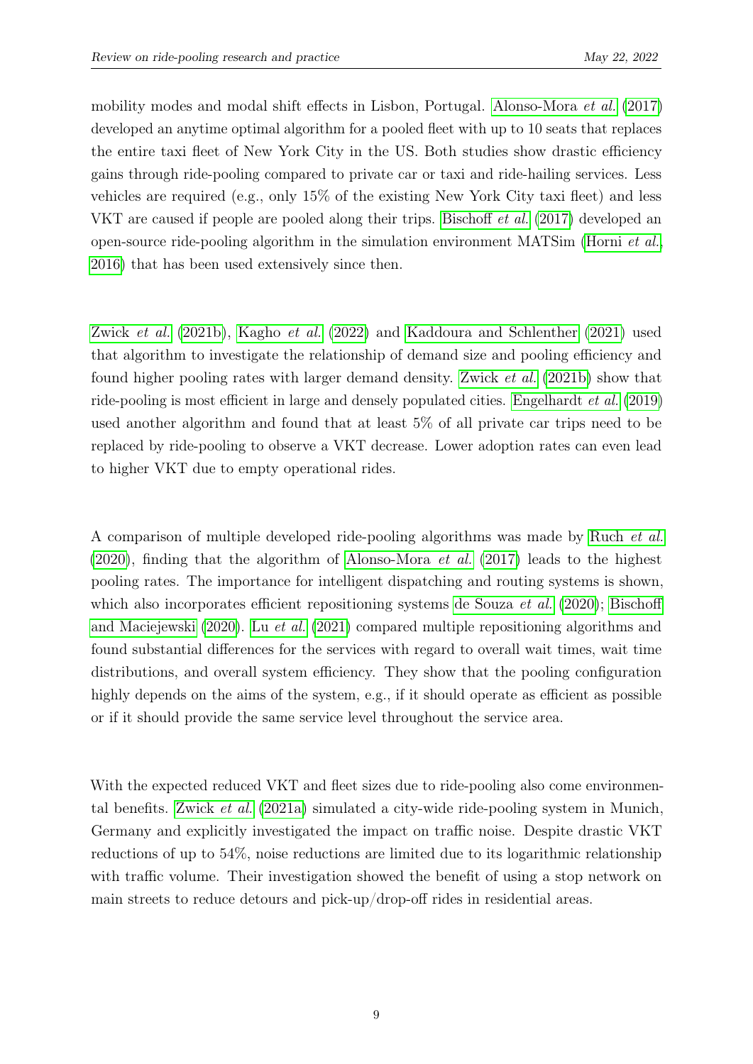mobility modes and modal shift effects in Lisbon, Portugal. Alonso-Mora *et al.* (2017) developed an anytime optimal algorithm for a pooled fleet with up to 10 seats that replaces the entire taxi fleet of New York City in the US. Both studies show drastic efficiency gains through ride-pooling compared to private car or taxi and ride-hailing services. Less vehicles are required (e.g., only 15% of the existing New York City taxi fleet) and less VKT are caused if people are pooled along their trips. Bischoff *et al.* (2017) developed an open-source ride-pooling algorithm in the simulation environment MATSim (Horni *et al.*, 2016) that has been used extensively since then.

Zwick *et al.* (2021b), Kagho *et al.* (2022) and Kaddoura and Schlenther (2021) used that algorithm to investigate the relationship of demand size and pooling efficiency and found higher pooling rates with larger demand density. Zwick *et al.* (2021b) show that ride-pooling is most efficient in large and densely populated cities. Engelhardt *et al.* (2019) used another algorithm and found that at least 5% of all private car trips need to be replaced by ride-pooling to observe a VKT decrease. Lower adoption rates can even lead to higher VKT due to empty operational rides.

A comparison of multiple developed ride-pooling algorithms was made by Ruch *et al.* (2020), finding that the algorithm of Alonso-Mora *et al.* (2017) leads to the highest pooling rates. The importance for intelligent dispatching and routing systems is shown, which also incorporates efficient repositioning systems de Souza *et al.* (2020); Bischoff and Maciejewski (2020). Lu *et al.* (2021) compared multiple repositioning algorithms and found substantial differences for the services with regard to overall wait times, wait time distributions, and overall system efficiency. They show that the pooling configuration highly depends on the aims of the system, e.g., if it should operate as efficient as possible or if it should provide the same service level throughout the service area.

With the expected reduced VKT and fleet sizes due to ride-pooling also come environmental benefits. Zwick *et al.* (2021a) simulated a city-wide ride-pooling system in Munich, Germany and explicitly investigated the impact on traffic noise. Despite drastic VKT reductions of up to 54%, noise reductions are limited due to its logarithmic relationship with traffic volume. Their investigation showed the benefit of using a stop network on main streets to reduce detours and pick-up/drop-off rides in residential areas.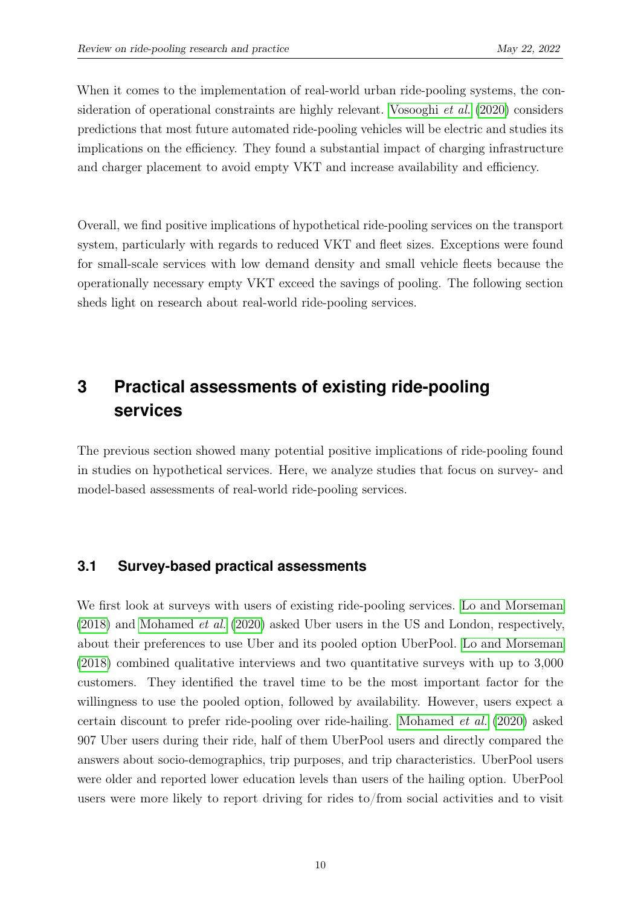When it comes to the implementation of real-world urban ride-pooling systems, the consideration of operational constraints are highly relevant. Vosooghi *et al.* (2020) considers predictions that most future automated ride-pooling vehicles will be electric and studies its implications on the efficiency. They found a substantial impact of charging infrastructure and charger placement to avoid empty VKT and increase availability and efficiency.

Overall, we find positive implications of hypothetical ride-pooling services on the transport system, particularly with regards to reduced VKT and fleet sizes. Exceptions were found for small-scale services with low demand density and small vehicle fleets because the operationally necessary empty VKT exceed the savings of pooling. The following section sheds light on research about real-world ride-pooling services.

# 3 Practical assessments of existing ride-pooling services

The previous section showed many potential positive implications of ride-pooling found in studies on hypothetical services. Here, we analyze studies that focus on survey- and model-based assessments of real-world ride-pooling services.

## 3.1 Survey-based practical assessments

We first look at surveys with users of existing ride-pooling services. Lo and Morseman (2018) and Mohamed *et al.* (2020) asked Uber users in the US and London, respectively, about their preferences to use Uber and its pooled option UberPool. Lo and Morseman (2018) combined qualitative interviews and two quantitative surveys with up to 3,000 customers. They identified the travel time to be the most important factor for the willingness to use the pooled option, followed by availability. However, users expect a certain discount to prefer ride-pooling over ride-hailing. Mohamed *et al.* (2020) asked 907 Uber users during their ride, half of them UberPool users and directly compared the answers about socio-demographics, trip purposes, and trip characteristics. UberPool users were older and reported lower education levels than users of the hailing option. UberPool users were more likely to report driving for rides to/from social activities and to visit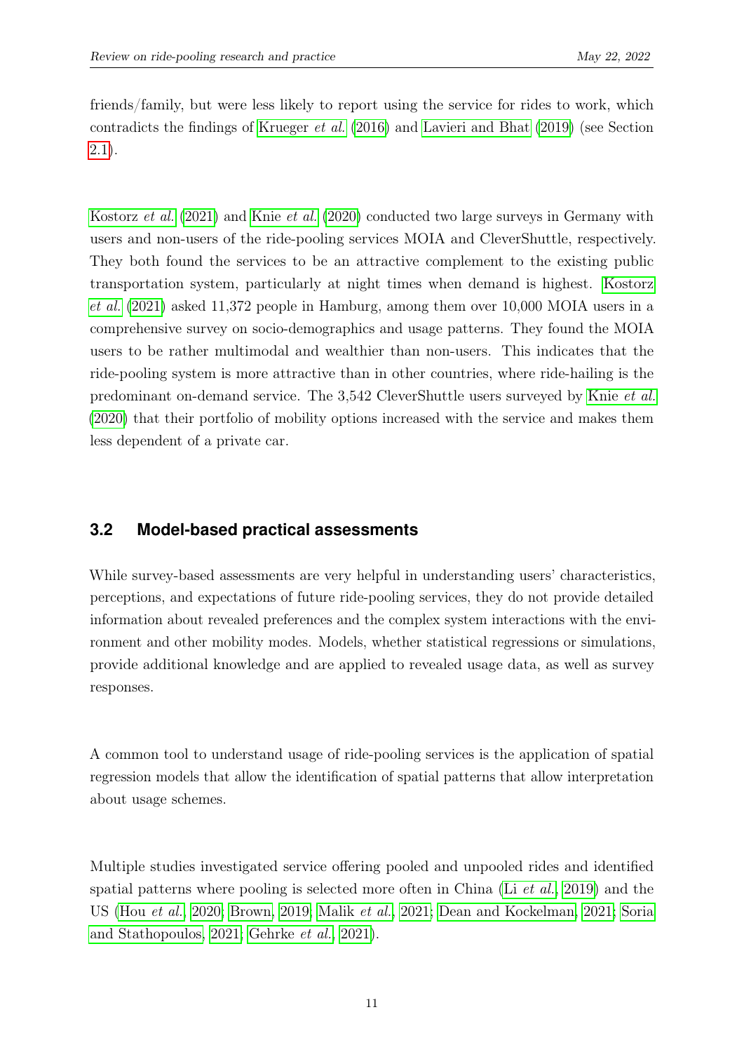friends/family, but were less likely to report using the service for rides to work, which contradicts the findings of Krueger *et al.* (2016) and Lavieri and Bhat (2019) (see Section 2.1).

Kostorz *et al.* (2021) and Knie *et al.* (2020) conducted two large surveys in Germany with users and non-users of the ride-pooling services MOIA and CleverShuttle, respectively. They both found the services to be an attractive complement to the existing public transportation system, particularly at night times when demand is highest. Kostorz *et al.* (2021) asked 11,372 people in Hamburg, among them over 10,000 MOIA users in a comprehensive survey on socio-demographics and usage patterns. They found the MOIA users to be rather multimodal and wealthier than non-users. This indicates that the ride-pooling system is more attractive than in other countries, where ride-hailing is the predominant on-demand service. The 3,542 CleverShuttle users surveyed by Knie *et al.* (2020) that their portfolio of mobility options increased with the service and makes them less dependent of a private car.

## 3.2 Model-based practical assessments

While survey-based assessments are very helpful in understanding users' characteristics, perceptions, and expectations of future ride-pooling services, they do not provide detailed information about revealed preferences and the complex system interactions with the environment and other mobility modes. Models, whether statistical regressions or simulations, provide additional knowledge and are applied to revealed usage data, as well as survey responses.

A common tool to understand usage of ride-pooling services is the application of spatial regression models that allow the identification of spatial patterns that allow interpretation about usage schemes.

Multiple studies investigated service offering pooled and unpooled rides and identified spatial patterns where pooling is selected more often in China (Li *et al.*, 2019) and the US (Hou *et al.*, 2020; Brown, 2019; Malik *et al.*, 2021; Dean and Kockelman, 2021; Soria and Stathopoulos, 2021; Gehrke *et al.*, 2021).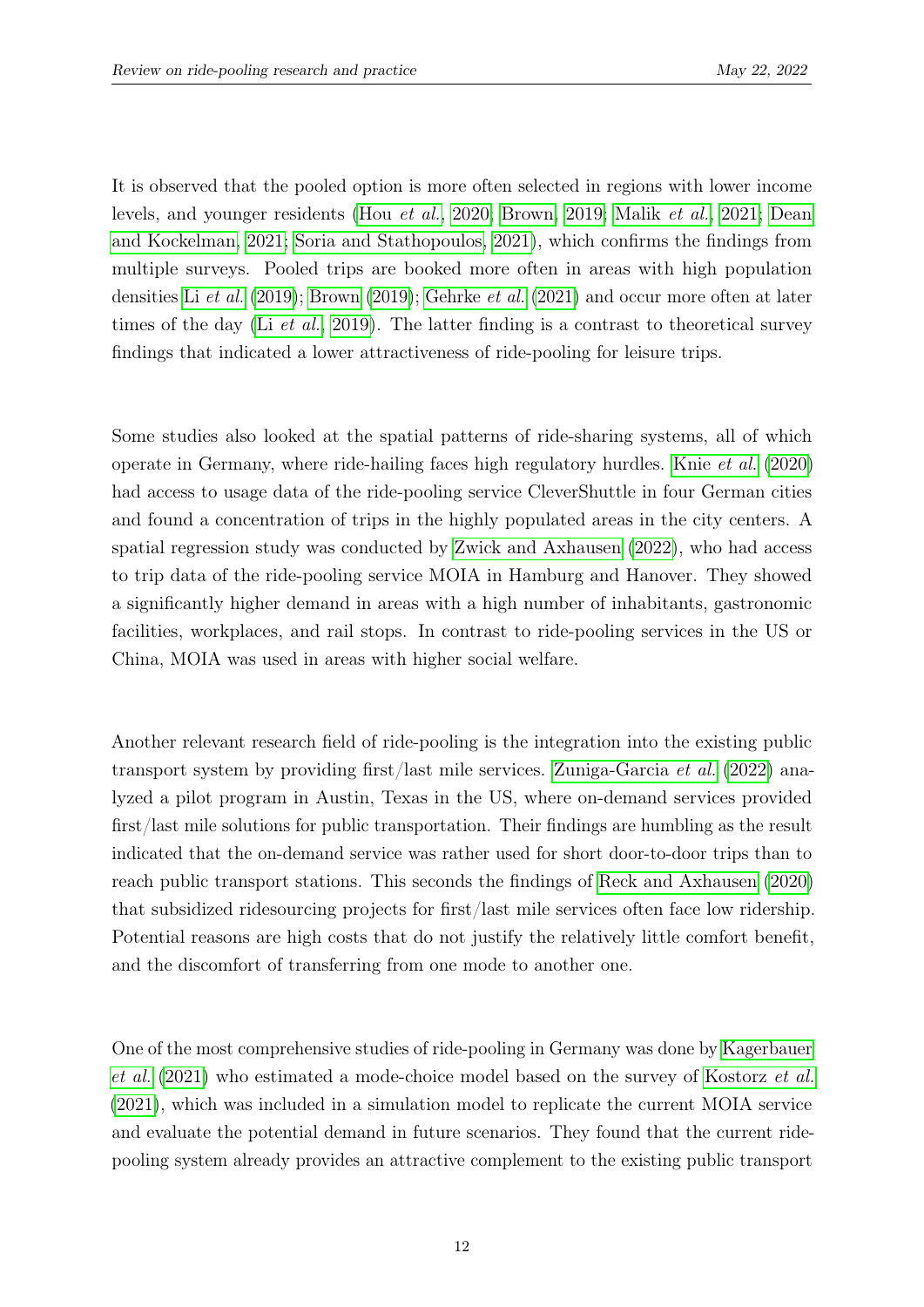It is observed that the pooled option is more often selected in regions with lower income levels, and younger residents (Hou *et al.*, 2020; Brown, 2019; Malik *et al.*, 2021; Dean and Kockelman, 2021; Soria and Stathopoulos, 2021), which confirms the findings from multiple surveys. Pooled trips are booked more often in areas with high population densities Li *et al.* (2019); Brown (2019); Gehrke *et al.* (2021) and occur more often at later times of the day (Li *et al.*, 2019). The latter finding is a contrast to theoretical survey findings that indicated a lower attractiveness of ride-pooling for leisure trips.

Some studies also looked at the spatial patterns of ride-sharing systems, all of which operate in Germany, where ride-hailing faces high regulatory hurdles. Knie *et al.* (2020) had access to usage data of the ride-pooling service CleverShuttle in four German cities and found a concentration of trips in the highly populated areas in the city centers. A spatial regression study was conducted by Zwick and Axhausen (2022), who had access to trip data of the ride-pooling service MOIA in Hamburg and Hanover. They showed a significantly higher demand in areas with a high number of inhabitants, gastronomic facilities, workplaces, and rail stops. In contrast to ride-pooling services in the US or China, MOIA was used in areas with higher social welfare.

Another relevant research field of ride-pooling is the integration into the existing public transport system by providing first/last mile services. Zuniga-Garcia *et al.* (2022) analyzed a pilot program in Austin, Texas in the US, where on-demand services provided first/last mile solutions for public transportation. Their findings are humbling as the result indicated that the on-demand service was rather used for short door-to-door trips than to reach public transport stations. This seconds the findings of Reck and Axhausen (2020) that subsidized ridesourcing projects for first/last mile services often face low ridership. Potential reasons are high costs that do not justify the relatively little comfort benefit, and the discomfort of transferring from one mode to another one.

One of the most comprehensive studies of ride-pooling in Germany was done by Kagerbauer *et al.* (2021) who estimated a mode-choice model based on the survey of Kostorz *et al.* (2021), which was included in a simulation model to replicate the current MOIA service and evaluate the potential demand in future scenarios. They found that the current ride-pooling system already provides an attractive complement to the existing public transport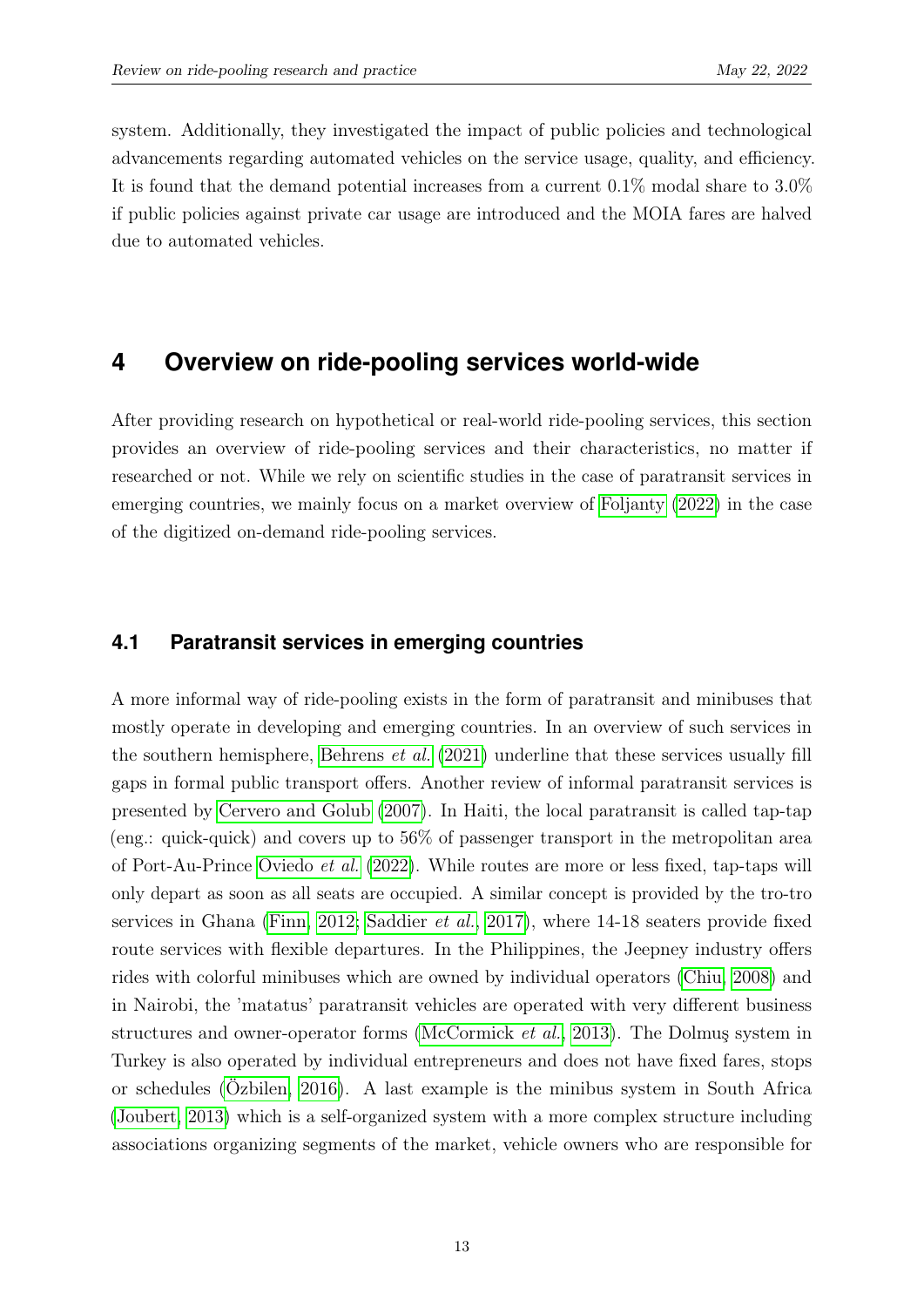system. Additionally, they investigated the impact of public policies and technological advancements regarding automated vehicles on the service usage, quality, and efficiency. It is found that the demand potential increases from a current 0.1% modal share to 3.0% if public policies against private car usage are introduced and the MOIA fares are halved due to automated vehicles.

# 4 Overview on ride-pooling services world-wide

After providing research on hypothetical or real-world ride-pooling services, this section provides an overview of ride-pooling services and their characteristics, no matter if researched or not. While we rely on scientific studies in the case of paratransit services in emerging countries, we mainly focus on a market overview of Foljanty (2022) in the case of the digitized on-demand ride-pooling services.

## 4.1 Paratransit services in emerging countries

A more informal way of ride-pooling exists in the form of paratransit and minibuses that mostly operate in developing and emerging countries. In an overview of such services in the southern hemisphere, Behrens *et al.* (2021) underline that these services usually fill gaps in formal public transport offers. Another review of informal paratransit services is presented by Cervero and Golub (2007). In Haiti, the local paratransit is called tap-tap (eng.: quick-quick) and covers up to 56% of passenger transport in the metropolitan area of Port-Au-Prince Oviedo *et al.* (2022). While routes are more or less fixed, tap-taps will only depart as soon as all seats are occupied. A similar concept is provided by the tro-tro services in Ghana (Finn, 2012; Saddier *et al.*, 2017), where 14-18 seaters provide fixed route services with flexible departures. In the Philippines, the Jeepney industry offers rides with colorful minibuses which are owned by individual operators (Chiu, 2008) and in Nairobi, the 'matatus' paratransit vehicles are operated with very different business structures and owner-operator forms (McCormick *et al.*, 2013). The Dolmuş system in Turkey is also operated by individual entrepreneurs and does not have fixed fares, stops or schedules (Özbilen, 2016). A last example is the minibus system in South Africa (Joubert, 2013) which is a self-organized system with a more complex structure including associations organizing segments of the market, vehicle owners who are responsible for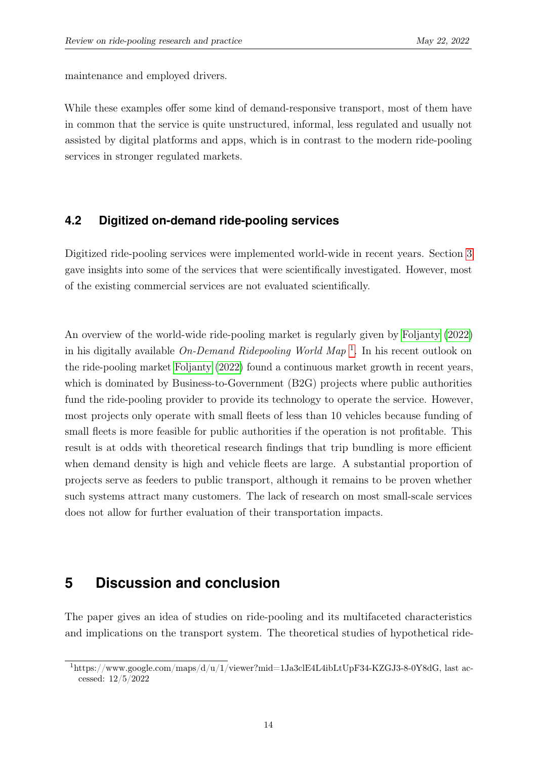maintenance and employed drivers.

While these examples offer some kind of demand-responsive transport, most of them have in common that the service is quite unstructured, informal, less regulated and usually not assisted by digital platforms and apps, which is in contrast to the modern ride-pooling services in stronger regulated markets.

### 4.2 Digitized on-demand ride-pooling services

Digitized ride-pooling services were implemented world-wide in recent years. Section 3 gave insights into some of the services that were scientifically investigated. However, most of the existing commercial services are not evaluated scientifically.

An overview of the world-wide ride-pooling market is regularly given by Foljanty (2022) in his digitally available *On-Demand Ridepooling World Map* [1]. In his recent outlook on the ride-pooling market Foljanty (2022) found a continuous market growth in recent years, which is dominated by Business-to-Government (B2G) projects where public authorities fund the ride-pooling provider to provide its technology to operate the service. However, most projects only operate with small fleets of less than 10 vehicles because funding of small fleets is more feasible for public authorities if the operation is not profitable. This result is at odds with theoretical research findings that trip bundling is more efficient when demand density is high and vehicle fleets are large. A substantial proportion of projects serve as feeders to public transport, although it remains to be proven whether such systems attract many customers. The lack of research on most small-scale services does not allow for further evaluation of their transportation impacts.

## 5 Discussion and conclusion

The paper gives an idea of studies on ride-pooling and its multifaceted characteristics and implications on the transport system. The theoretical studies of hypothetical ride-

[1] https://www.google.com/maps/d/u/1/viewer?mid=1Ja3clE4L4ibLtUpF34-KZGJ3-8-0Y8dG, last accessed: 12/5/2022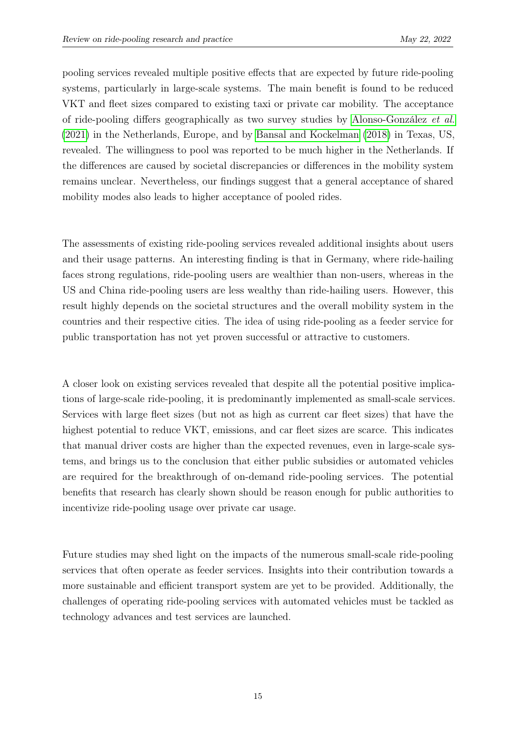pooling services revealed multiple positive effects that are expected by future ride-pooling systems, particularly in large-scale systems. The main benefit is found to be reduced VKT and fleet sizes compared to existing taxi or private car mobility. The acceptance of ride-pooling differs geographically as two survey studies by Alonso-González *et al.* (2021) in the Netherlands, Europe, and by Bansal and Kockelman (2018) in Texas, US, revealed. The willingness to pool was reported to be much higher in the Netherlands. If the differences are caused by societal discrepancies or differences in the mobility system remains unclear. Nevertheless, our findings suggest that a general acceptance of shared mobility modes also leads to higher acceptance of pooled rides.

The assessments of existing ride-pooling services revealed additional insights about users and their usage patterns. An interesting finding is that in Germany, where ride-hailing faces strong regulations, ride-pooling users are wealthier than non-users, whereas in the US and China ride-pooling users are less wealthy than ride-hailing users. However, this result highly depends on the societal structures and the overall mobility system in the countries and their respective cities. The idea of using ride-pooling as a feeder service for public transportation has not yet proven successful or attractive to customers.

A closer look on existing services revealed that despite all the potential positive implications of large-scale ride-pooling, it is predominantly implemented as small-scale services. Services with large fleet sizes (but not as high as current car fleet sizes) that have the highest potential to reduce VKT, emissions, and car fleet sizes are scarce. This indicates that manual driver costs are higher than the expected revenues, even in large-scale systems, and brings us to the conclusion that either public subsidies or automated vehicles are required for the breakthrough of on-demand ride-pooling services. The potential benefits that research has clearly shown should be reason enough for public authorities to incentivize ride-pooling usage over private car usage.

Future studies may shed light on the impacts of the numerous small-scale ride-pooling services that often operate as feeder services. Insights into their contribution towards a more sustainable and efficient transport system are yet to be provided. Additionally, the challenges of operating ride-pooling services with automated vehicles must be tackled as technology advances and test services are launched.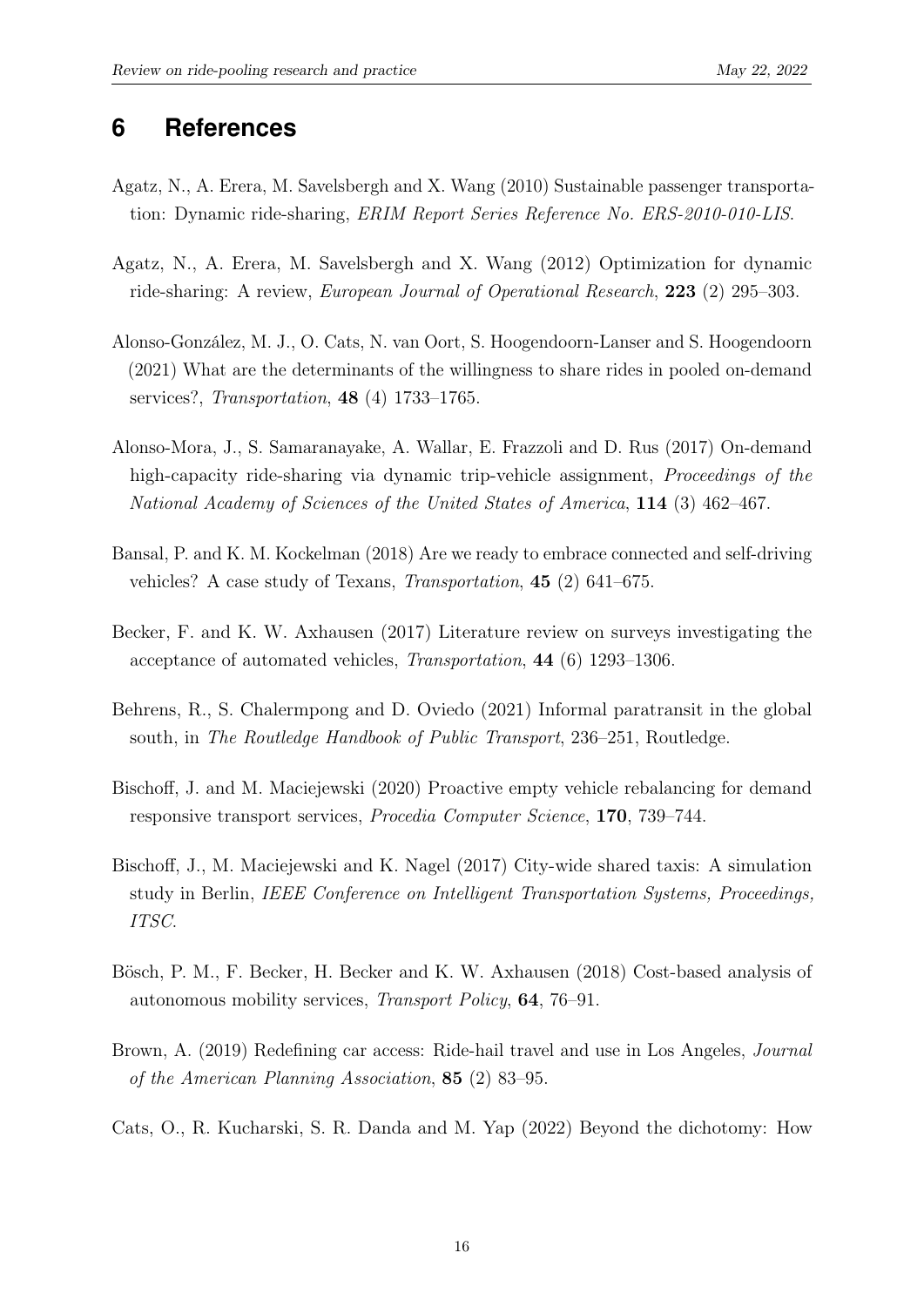## 6 References

Agatz, N., A. Erera, M. Savelsbergh and X. Wang (2010) Sustainable passenger transportation: Dynamic ride-sharing, *ERIM Report Series Reference No. ERS-2010-010-LIS*.

Agatz, N., A. Erera, M. Savelsbergh and X. Wang (2012) Optimization for dynamic ride-sharing: A review, *European Journal of Operational Research*, **223** (2) 295–303.

Alonso-González, M. J., O. Cats, N. van Oort, S. Hoogendoorn-Lanser and S. Hoogendoorn (2021) What are the determinants of the willingness to share rides in pooled on-demand services?, *Transportation*, **48** (4) 1733–1765.

Alonso-Mora, J., S. Samaranayake, A. Wallar, E. Frazzoli and D. Rus (2017) On-demand high-capacity ride-sharing via dynamic trip-vehicle assignment, *Proceedings of the National Academy of Sciences of the United States of America*, **114** (3) 462–467.

Bansal, P. and K. M. Kockelman (2018) Are we ready to embrace connected and self-driving vehicles? A case study of Texans, *Transportation*, **45** (2) 641–675.

Becker, F. and K. W. Axhausen (2017) Literature review on surveys investigating the acceptance of automated vehicles, *Transportation*, **44** (6) 1293–1306.

Behrens, R., S. Chalermpong and D. Oviedo (2021) Informal paratransit in the global south, in *The Routledge Handbook of Public Transport*, 236–251, Routledge.

Bischoff, J. and M. Maciejewski (2020) Proactive empty vehicle rebalancing for demand responsive transport services, *Procedia Computer Science*, **170**, 739–744.

Bischoff, J., M. Maciejewski and K. Nagel (2017) City-wide shared taxis: A simulation study in Berlin, *IEEE Conference on Intelligent Transportation Systems, Proceedings, ITSC*.

Bösch, P. M., F. Becker, H. Becker and K. W. Axhausen (2018) Cost-based analysis of autonomous mobility services, *Transport Policy*, **64**, 76–91.

Brown, A. (2019) Redefining car access: Ride-hail travel and use in Los Angeles, *Journal of the American Planning Association*, **85** (2) 83–95.

Cats, O., R. Kucharski, S. R. Danda and M. Yap (2022) Beyond the dichotomy: How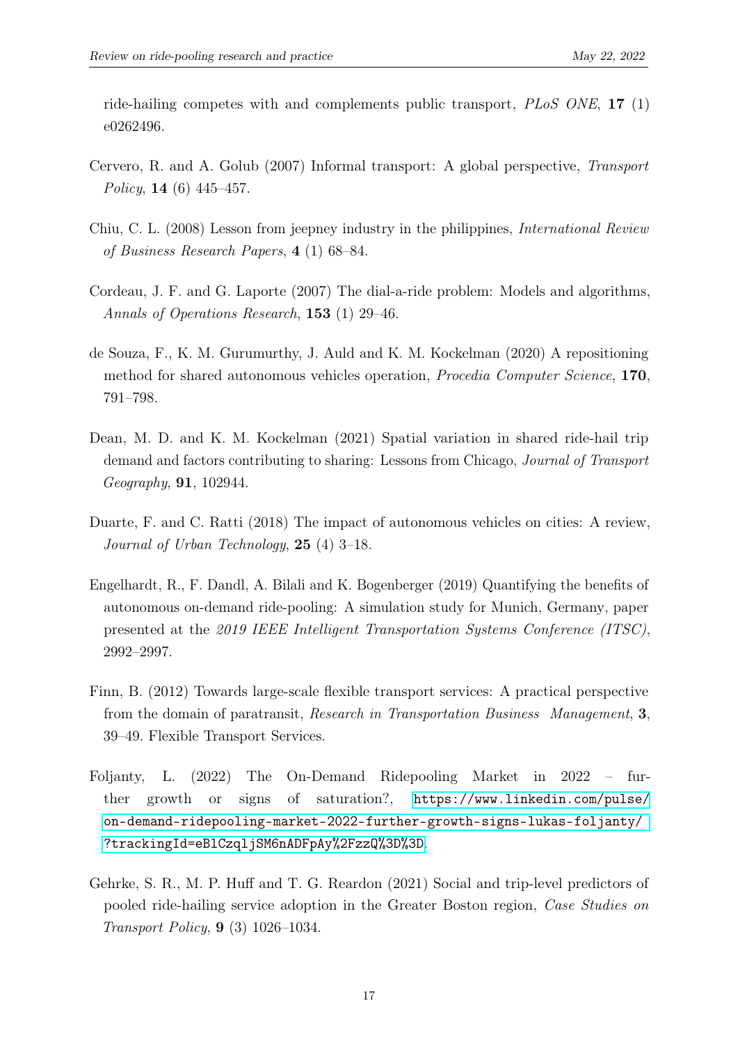ride-hailing competes with and complements public transport, *PLoS ONE*, **17** (1) e0262496.

Cervero, R. and A. Golub (2007) Informal transport: A global perspective, *Transport Policy*, **14** (6) 445–457.

Chiu, C. L. (2008) Lesson from jeepney industry in the philippines, *International Review of Business Research Papers*, **4** (1) 68–84.

Cordeau, J. F. and G. Laporte (2007) The dial-a-ride problem: Models and algorithms, *Annals of Operations Research*, **153** (1) 29–46.

de Souza, F., K. M. Gurumurthy, J. Auld and K. M. Kockelman (2020) A repositioning method for shared autonomous vehicles operation, *Procedia Computer Science*, **170**, 791–798.

Dean, M. D. and K. M. Kockelman (2021) Spatial variation in shared ride-hail trip demand and factors contributing to sharing: Lessons from Chicago, *Journal of Transport Geography*, **91**, 102944.

Duarte, F. and C. Ratti (2018) The impact of autonomous vehicles on cities: A review, *Journal of Urban Technology*, **25** (4) 3–18.

Engelhardt, R., F. Dandl, A. Bilali and K. Bogenberger (2019) Quantifying the benefits of autonomous on-demand ride-pooling: A simulation study for Munich, Germany, paper presented at the *2019 IEEE Intelligent Transportation Systems Conference (ITSC)*, 2992–2997.

Finn, B. (2012) Towards large-scale flexible transport services: A practical perspective from the domain of paratransit, *Research in Transportation Business Management*, **3**, 39–49. Flexible Transport Services.

Foljanty, L. (2022) The On-Demand Ridepooling Market in 2022 – further growth or signs of saturation?, https://www.linkedin.com/pulse/on-demand-ridepooling-market-2022-further-growth-signs-lukas-foljanty/?trackingId=eBlCzqljSM6nADFpAy%2FzzQ%3D%3D.

Gehrke, S. R., M. P. Huff and T. G. Reardon (2021) Social and trip-level predictors of pooled ride-hailing service adoption in the Greater Boston region, *Case Studies on Transport Policy*, **9** (3) 1026–1034.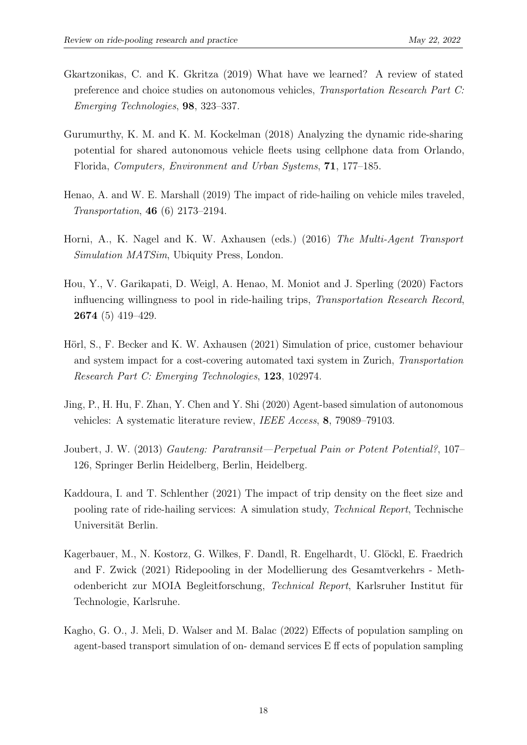Gkartzonikas, C. and K. Gkritza (2019) What have we learned? A review of stated preference and choice studies on autonomous vehicles, *Transportation Research Part C: Emerging Technologies*, **98**, 323–337.

Gurumurthy, K. M. and K. M. Kockelman (2018) Analyzing the dynamic ride-sharing potential for shared autonomous vehicle fleets using cellphone data from Orlando, Florida, *Computers, Environment and Urban Systems*, **71**, 177–185.

Henao, A. and W. E. Marshall (2019) The impact of ride-hailing on vehicle miles traveled, *Transportation*, **46** (6) 2173–2194.

Horni, A., K. Nagel and K. W. Axhausen (eds.) (2016) *The Multi-Agent Transport Simulation MATSim*, Ubiquity Press, London.

Hou, Y., V. Garikapati, D. Weigl, A. Henao, M. Moniot and J. Sperling (2020) Factors influencing willingness to pool in ride-hailing trips, *Transportation Research Record*, **2674** (5) 419–429.

Hörl, S., F. Becker and K. W. Axhausen (2021) Simulation of price, customer behaviour and system impact for a cost-covering automated taxi system in Zurich, *Transportation Research Part C: Emerging Technologies*, **123**, 102974.

Jing, P., H. Hu, F. Zhan, Y. Chen and Y. Shi (2020) Agent-based simulation of autonomous vehicles: A systematic literature review, *IEEE Access*, **8**, 79089–79103.

Joubert, J. W. (2013) *Gauteng: Paratransit—Perpetual Pain or Potent Potential?*, 107–126, Springer Berlin Heidelberg, Berlin, Heidelberg.

Kaddoura, I. and T. Schlenther (2021) The impact of trip density on the fleet size and pooling rate of ride-hailing services: A simulation study, *Technical Report*, Technische Universität Berlin.

Kagerbauer, M., N. Kostorz, G. Wilkes, F. Dandl, R. Engelhardt, U. Glöckl, E. Fraedrich and F. Zwick (2021) Ridepooling in der Modellierung des Gesamtverkehrs - Methodenbericht zur MOIA Begleitforschung, *Technical Report*, Karlsruher Institut für Technologie, Karlsruhe.

Kagho, G. O., J. Meli, D. Walser and M. Balac (2022) Effects of population sampling on agent-based transport simulation of on- demand services E ff ects of population sampling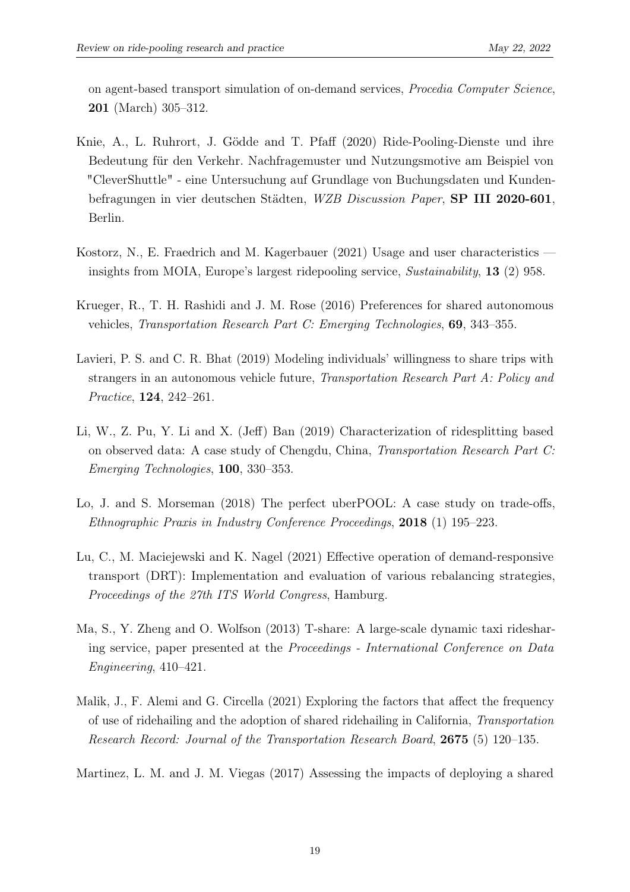on agent-based transport simulation of on-demand services, *Procedia Computer Science*, **201** (March) 305–312.

Knie, A., L. Ruhrort, J. Gödde and T. Pfaff (2020) Ride-Pooling-Dienste und ihre Bedeutung für den Verkehr. Nachfragemuster und Nutzungsmotive am Beispiel von "CleverShuttle" - eine Untersuchung auf Grundlage von Buchungsdaten und Kundenbefragungen in vier deutschen Städten, *WZB Discussion Paper*, **SP III 2020-601**, Berlin.

Kostorz, N., E. Fraedrich and M. Kagerbauer (2021) Usage and user characteristics — insights from MOIA, Europe's largest ridepooling service, *Sustainability*, **13** (2) 958.

Krueger, R., T. H. Rashidi and J. M. Rose (2016) Preferences for shared autonomous vehicles, *Transportation Research Part C: Emerging Technologies*, **69**, 343–355.

Lavieri, P. S. and C. R. Bhat (2019) Modeling individuals' willingness to share trips with strangers in an autonomous vehicle future, *Transportation Research Part A: Policy and Practice*, **124**, 242–261.

Li, W., Z. Pu, Y. Li and X. (Jeff) Ban (2019) Characterization of ridesplitting based on observed data: A case study of Chengdu, China, *Transportation Research Part C: Emerging Technologies*, **100**, 330–353.

Lo, J. and S. Morseman (2018) The perfect uberPOOL: A case study on trade-offs, *Ethnographic Praxis in Industry Conference Proceedings*, **2018** (1) 195–223.

Lu, C., M. Maciejewski and K. Nagel (2021) Effective operation of demand-responsive transport (DRT): Implementation and evaluation of various rebalancing strategies, *Proceedings of the 27th ITS World Congress*, Hamburg.

Ma, S., Y. Zheng and O. Wolfson (2013) T-share: A large-scale dynamic taxi ridesharing service, paper presented at the *Proceedings - International Conference on Data Engineering*, 410–421.

Malik, J., F. Alemi and G. Circella (2021) Exploring the factors that affect the frequency of use of ridehailing and the adoption of shared ridehailing in California, *Transportation Research Record: Journal of the Transportation Research Board*, **2675** (5) 120–135.

Martinez, L. M. and J. M. Viegas (2017) Assessing the impacts of deploying a shared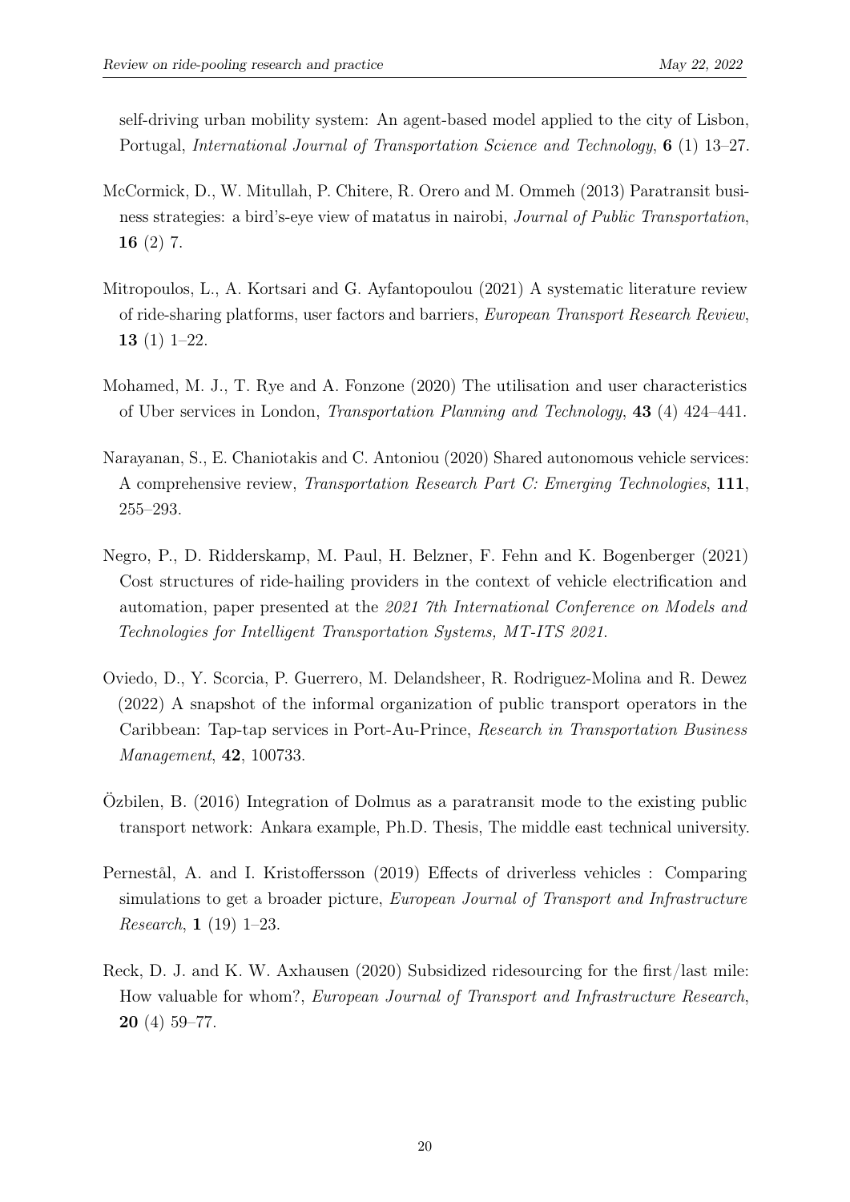self-driving urban mobility system: An agent-based model applied to the city of Lisbon, Portugal, *International Journal of Transportation Science and Technology*, **6** (1) 13–27.

McCormick, D., W. Mitullah, P. Chitere, R. Orero and M. Ommeh (2013) Paratransit business strategies: a bird's-eye view of matatus in nairobi, *Journal of Public Transportation*, **16** (2) 7.

Mitropoulos, L., A. Kortsari and G. Ayfantopoulou (2021) A systematic literature review of ride-sharing platforms, user factors and barriers, *European Transport Research Review*, **13** (1) 1–22.

Mohamed, M. J., T. Rye and A. Fonzone (2020) The utilisation and user characteristics of Uber services in London, *Transportation Planning and Technology*, **43** (4) 424–441.

Narayanan, S., E. Chaniotakis and C. Antoniou (2020) Shared autonomous vehicle services: A comprehensive review, *Transportation Research Part C: Emerging Technologies*, **111**, 255–293.

Negro, P., D. Ridderskamp, M. Paul, H. Belzner, F. Fehn and K. Bogenberger (2021) Cost structures of ride-hailing providers in the context of vehicle electrification and automation, paper presented at the *2021 7th International Conference on Models and Technologies for Intelligent Transportation Systems, MT-ITS 2021*.

Oviedo, D., Y. Scorcia, P. Guerrero, M. Delandsheer, R. Rodriguez-Molina and R. Dewez (2022) A snapshot of the informal organization of public transport operators in the Caribbean: Tap-tap services in Port-Au-Prince, *Research in Transportation Business Management*, **42**, 100733.

Özbilen, B. (2016) Integration of Dolmus as a paratransit mode to the existing public transport network: Ankara example, Ph.D. Thesis, The middle east technical university.

Pernestål, A. and I. Kristoffersson (2019) Effects of driverless vehicles : Comparing simulations to get a broader picture, *European Journal of Transport and Infrastructure Research*, **1** (19) 1–23.

Reck, D. J. and K. W. Axhausen (2020) Subsidized ridesourcing for the first/last mile: How valuable for whom?, *European Journal of Transport and Infrastructure Research*, **20** (4) 59–77.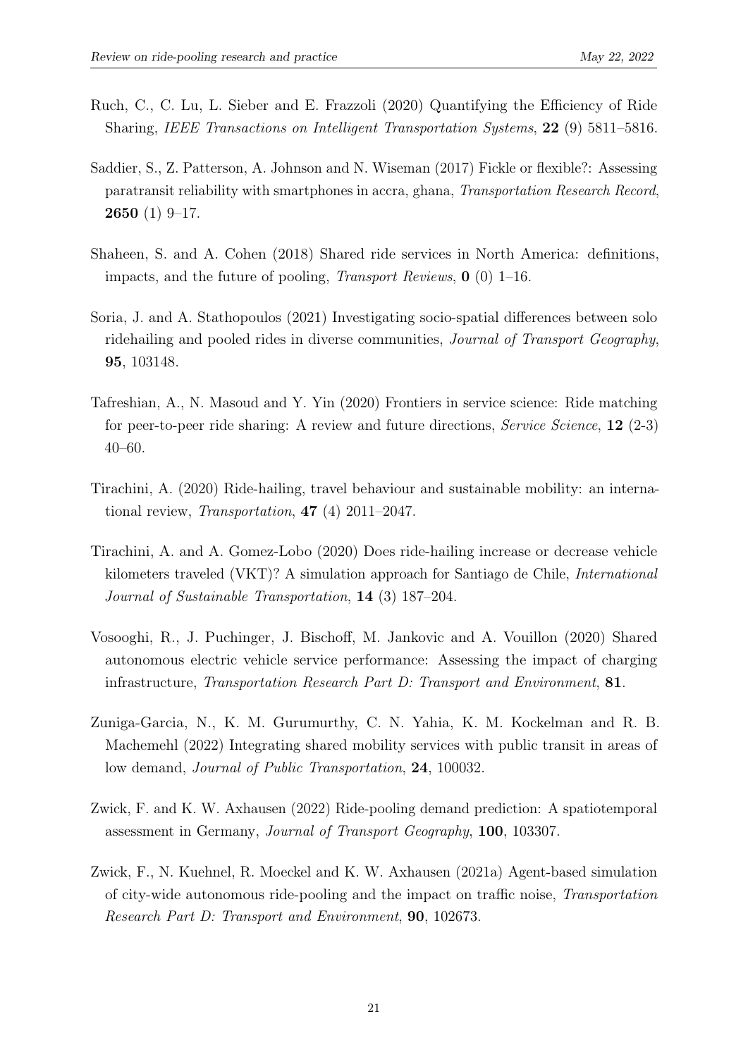Ruch, C., C. Lu, L. Sieber and E. Frazzoli (2020) Quantifying the Efficiency of Ride Sharing, *IEEE Transactions on Intelligent Transportation Systems*, **22** (9) 5811–5816.

Saddier, S., Z. Patterson, A. Johnson and N. Wiseman (2017) Fickle or flexible?: Assessing paratransit reliability with smartphones in accra, ghana, *Transportation Research Record*, **2650** (1) 9–17.

Shaheen, S. and A. Cohen (2018) Shared ride services in North America: definitions, impacts, and the future of pooling, *Transport Reviews*, **0** (0) 1–16.

Soria, J. and A. Stathopoulos (2021) Investigating socio-spatial differences between solo ridehailing and pooled rides in diverse communities, *Journal of Transport Geography*, **95**, 103148.

Tafreshian, A., N. Masoud and Y. Yin (2020) Frontiers in service science: Ride matching for peer-to-peer ride sharing: A review and future directions, *Service Science*, **12** (2-3) 40–60.

Tirachini, A. (2020) Ride-hailing, travel behaviour and sustainable mobility: an international review, *Transportation*, **47** (4) 2011–2047.

Tirachini, A. and A. Gomez-Lobo (2020) Does ride-hailing increase or decrease vehicle kilometers traveled (VKT)? A simulation approach for Santiago de Chile, *International Journal of Sustainable Transportation*, **14** (3) 187–204.

Vosooghi, R., J. Puchinger, J. Bischoff, M. Jankovic and A. Vouillon (2020) Shared autonomous electric vehicle service performance: Assessing the impact of charging infrastructure, *Transportation Research Part D: Transport and Environment*, **81**.

Zuniga-Garcia, N., K. M. Gurumurthy, C. N. Yahia, K. M. Kockelman and R. B. Machemehl (2022) Integrating shared mobility services with public transit in areas of low demand, *Journal of Public Transportation*, **24**, 100032.

Zwick, F. and K. W. Axhausen (2022) Ride-pooling demand prediction: A spatiotemporal assessment in Germany, *Journal of Transport Geography*, **100**, 103307.

Zwick, F., N. Kuehnel, R. Moeckel and K. W. Axhausen (2021a) Agent-based simulation of city-wide autonomous ride-pooling and the impact on traffic noise, *Transportation Research Part D: Transport and Environment*, **90**, 102673.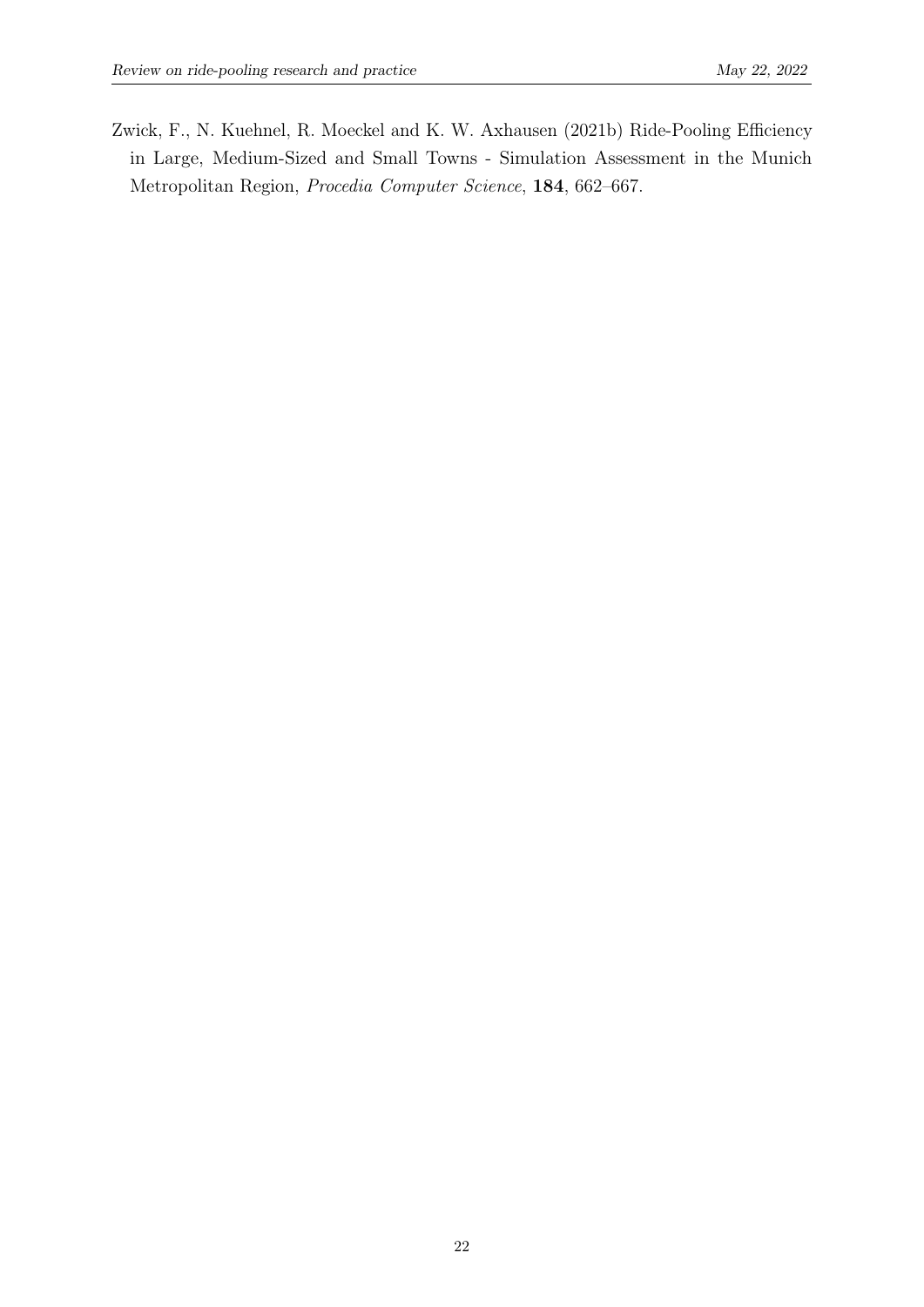Zwick, F., N. Kuehnel, R. Moeckel and K. W. Axhausen (2021b) Ride-Pooling Efficiency in Large, Medium-Sized and Small Towns - Simulation Assessment in the Munich Metropolitan Region, *Procedia Computer Science*, **184**, 662–667.